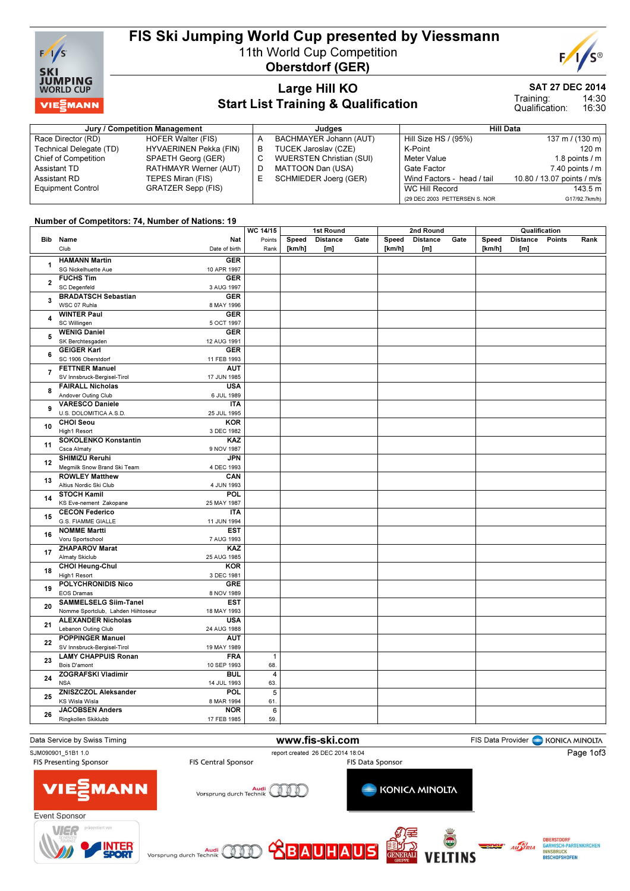# FIS Ski Jumping World Cup presented by Viessmann

11th World Cup Competition
**Oberstdorf (GER)**

## Large Hill KO
## Start List Training & Qualification

**SAT 27 DEC 2014**
Training: 14:30
Qualification: 16:30

| Jury / Competition Management | | Judges | | Hill Data | |
|---|---|---|---|---|---|
| Race Director (RD) | HOFER Walter (FIS) | A | BACHMAYER Johann (AUT) | Hill Size HS / (95%) | 137 m / (130 m) |
| Technical Delegate (TD) | HYVAERINEN Pekka (FIN) | B | TUCEK Jaroslav (CZE) | K-Point | 120 m |
| Chief of Competition | SPAETH Georg (GER) | C | WUERSTEN Christian (SUI) | Meter Value | 1.8 points / m |
| Assistant TD | RATHMAYR Werner (AUT) | D | MATTOON Dan (USA) | Gate Factor | 7.40 points / m |
| Assistant RD | TEPES Miran (FIS) | E | SCHMIEDER Joerg (GER) | Wind Factors - head / tail | 10.80 / 13.07 points / m/s |
| Equipment Control | GRATZER Sepp (FIS) | | | WC Hill Record | 143.5 m |
| | | | | (29 DEC 2003 PETTERSEN S. NOR | G17/92.7km/h) |

**Number of Competitors: 74, Number of Nations: 19**

| Bib | Name / Club | Nat / Date of birth | WC 14/15 Points / Rank | 1st Round Speed [km/h] | 1st Round Distance [m] | 1st Round Gate | 2nd Round Speed [km/h] | 2nd Round Distance [m] | 2nd Round Gate | Qualification Speed [km/h] | Qualification Distance [m] | Qualification Points | Qualification Rank |
|---|---|---|---|---|---|---|---|---|---|---|---|---|---|
| 1 | HAMANN Martin<br>SG Nickelhuette Aue | GER<br>10 APR 1997 | | | | | | | | | | | |
| 2 | FUCHS Tim<br>SC Degenfeld | GER<br>3 AUG 1997 | | | | | | | | | | | |
| 3 | BRADATSCH Sebastian<br>WSC 07 Ruhla | GER<br>8 MAY 1996 | | | | | | | | | | | |
| 4 | WINTER Paul<br>SC Willingen | GER<br>5 OCT 1997 | | | | | | | | | | | |
| 5 | WENIG Daniel<br>SK Berchtesgaden | GER<br>12 AUG 1991 | | | | | | | | | | | |
| 6 | GEIGER Karl<br>SC 1906 Oberstdorf | GER<br>11 FEB 1993 | | | | | | | | | | | |
| 7 | FETTNER Manuel<br>SV Innsbruck-Bergisel-Tirol | AUT<br>17 JUN 1985 | | | | | | | | | | | |
| 8 | FAIRALL Nicholas<br>Andover Outing Club | USA<br>6 JUL 1989 | | | | | | | | | | | |
| 9 | VARESCO Daniele<br>U.S. DOLOMITICA A.S.D. | ITA<br>25 JUL 1995 | | | | | | | | | | | |
| 10 | CHOI Seou<br>High1 Resort | KOR<br>3 DEC 1982 | | | | | | | | | | | |
| 11 | SOKOLENKO Konstantin<br>Csca Almaty | KAZ<br>9 NOV 1987 | | | | | | | | | | | |
| 12 | SHIMIZU Reruhi<br>Megmilk Snow Brand Ski Team | JPN<br>4 DEC 1993 | | | | | | | | | | | |
| 13 | ROWLEY Matthew<br>Altius Nordic Ski Club | CAN<br>4 JUN 1993 | | | | | | | | | | | |
| 14 | STOCH Kamil<br>KS Eve-nement Zakopane | POL<br>25 MAY 1987 | | | | | | | | | | | |
| 15 | CECON Federico<br>G.S. FIAMME GIALLE | ITA<br>11 JUN 1994 | | | | | | | | | | | |
| 16 | NOMME Martti<br>Voru Sportschool | EST<br>7 AUG 1993 | | | | | | | | | | | |
| 17 | ZHAPAROV Marat<br>Almaty Skiclub | KAZ<br>25 AUG 1985 | | | | | | | | | | | |
| 18 | CHOI Heung-Chul<br>High1 Resort | KOR<br>3 DEC 1981 | | | | | | | | | | | |
| 19 | POLYCHRONIDIS Nico<br>EOS Dramas | GRE<br>8 NOV 1989 | | | | | | | | | | | |
| 20 | SAMMELSELG Siim-Tanel<br>Nomme Sportclub, Lahden Hiihtoseur | EST<br>18 MAY 1993 | | | | | | | | | | | |
| 21 | ALEXANDER Nicholas<br>Lebanon Outing Club | USA<br>24 AUG 1988 | | | | | | | | | | | |
| 22 | POPPINGER Manuel<br>SV Innsbruck-Bergisel-Tirol | AUT<br>19 MAY 1989 | | | | | | | | | | | |
| 23 | LAMY CHAPPUIS Ronan<br>Bois D'amont | FRA<br>10 SEP 1993 | 1<br>68. | | | | | | | | | | |
| 24 | ZOGRAFSKI Vladimir<br>NSA | BUL<br>14 JUL 1993 | 4<br>63. | | | | | | | | | | |
| 25 | ZNISZCZOL Aleksander<br>KS Wisla Wisla | POL<br>8 MAR 1994 | 5<br>61. | | | | | | | | | | |
| 26 | JACOBSEN Anders<br>Ringkollen Skiklubb | NOR<br>17 FEB 1985 | 6<br>59. | | | | | | | | | | |

Data Service by Swiss Timing — www.fis-ski.com — FIS Data Provider KONICA MINOLTA

SJM090901_51B1 1.0 — report created 26 DEC 2014 18:04

FIS Presenting Sponsor: VIESSMANN — FIS Central Sponsor: Audi Vorsprung durch Technik — FIS Data Sponsor: KONICA MINOLTA

Event Sponsor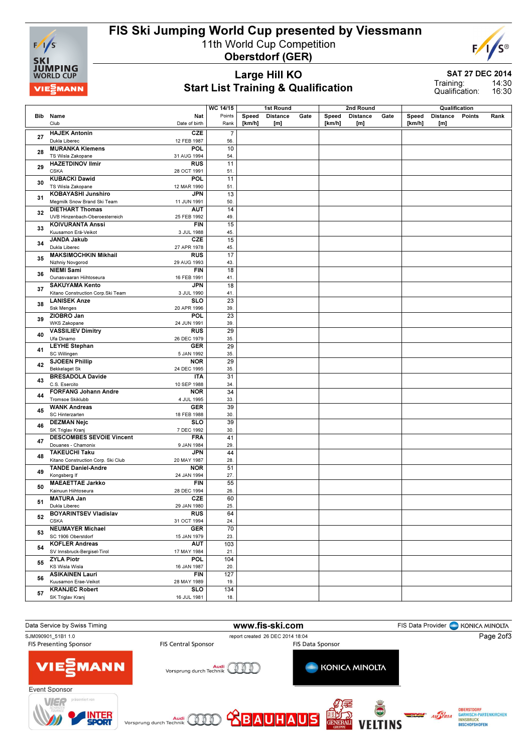# FIS Ski Jumping World Cup presented by Viessmann

11th World Cup Competition

**Oberstdorf (GER)**

## Large Hill KO

## Start List Training & Qualification

**SAT 27 DEC 2014**

Training: 14:30

Qualification: 16:30

| Bib | Name / Club | Nat / Date of birth | WC 14/15 Points / Rank | 1st Round Speed [km/h] | 1st Round Distance [m] | 1st Round Gate | 2nd Round Speed [km/h] | 2nd Round Distance [m] | 2nd Round Gate | Qualification Speed [km/h] | Qualification Distance [m] | Qualification Points | Qualification Rank |
|---|---|---|---|---|---|---|---|---|---|---|---|---|---|
| 27 | HAJEK Antonin<br>Dukla Liberec | CZE<br>12 FEB 1987 | 7<br>56. | | | | | | | | | | |
| 28 | MURANKA Klemens<br>TS Wisla Zakopane | POL<br>31 AUG 1994 | 10<br>54. | | | | | | | | | | |
| 29 | HAZETDINOV Ilmir<br>CSKA | RUS<br>28 OCT 1991 | 11<br>51. | | | | | | | | | | |
| 30 | KUBACKI Dawid<br>TS Wisla Zakopane | POL<br>12 MAR 1990 | 11<br>51. | | | | | | | | | | |
| 31 | KOBAYASHI Junshiro<br>Megmilk Snow Brand Ski Team | JPN<br>11 JUN 1991 | 13<br>50. | | | | | | | | | | |
| 32 | DIETHART Thomas<br>UVB Hinzenbach-Oberoesterreich | AUT<br>25 FEB 1992 | 14<br>49. | | | | | | | | | | |
| 33 | KOIVURANTA Anssi<br>Kuusamon Erä-Veikot | FIN<br>3 JUL 1988 | 15<br>45. | | | | | | | | | | |
| 34 | JANDA Jakub<br>Dukla Liberec | CZE<br>27 APR 1978 | 15<br>45. | | | | | | | | | | |
| 35 | MAKSIMOCHKIN Mikhail<br>Nizhniy Novgorod | RUS<br>29 AUG 1993 | 17<br>43. | | | | | | | | | | |
| 36 | NIEMI Sami<br>Ounasvaaran Hiihtoseura | FIN<br>16 FEB 1991 | 18<br>41. | | | | | | | | | | |
| 37 | SAKUYAMA Kento<br>Kitano Construction Corp.Ski Team | JPN<br>3 JUL 1990 | 18<br>41. | | | | | | | | | | |
| 38 | LANISEK Anze<br>Ssk Menges | SLO<br>20 APR 1996 | 23<br>39. | | | | | | | | | | |
| 39 | ZIOBRO Jan<br>WKS Zakopane | POL<br>24 JUN 1991 | 23<br>39. | | | | | | | | | | |
| 40 | VASSILIEV Dimitry<br>Ufa Dinamo | RUS<br>26 DEC 1979 | 29<br>35. | | | | | | | | | | |
| 41 | LEYHE Stephan<br>SC Willingen | GER<br>5 JAN 1992 | 29<br>35. | | | | | | | | | | |
| 42 | SJOEEN Phillip<br>Bekkelaget Sk | NOR<br>24 DEC 1995 | 29<br>35. | | | | | | | | | | |
| 43 | BRESADOLA Davide<br>C.S. Esercito | ITA<br>10 SEP 1988 | 31<br>34. | | | | | | | | | | |
| 44 | FORFANG Johann Andre<br>Tromsoe Skiklubb | NOR<br>4 JUL 1995 | 34<br>33. | | | | | | | | | | |
| 45 | WANK Andreas<br>SC Hinterzarten | GER<br>18 FEB 1988 | 39<br>30. | | | | | | | | | | |
| 46 | DEZMAN Nejc<br>SK Triglav Kranj | SLO<br>7 DEC 1992 | 39<br>30. | | | | | | | | | | |
| 47 | DESCOMBES SEVOIE Vincent<br>Douanes - Chamonix | FRA<br>9 JAN 1984 | 41<br>29. | | | | | | | | | | |
| 48 | TAKEUCHI Taku<br>Kitano Construction Corp. Ski Club | JPN<br>20 MAY 1987 | 44<br>28. | | | | | | | | | | |
| 49 | TANDE Daniel-Andre<br>Kongsberg If | NOR<br>24 JAN 1994 | 51<br>27. | | | | | | | | | | |
| 50 | MAEAETTAE Jarkko<br>Kainuun Hiihtoseura | FIN<br>28 DEC 1994 | 55<br>26. | | | | | | | | | | |
| 51 | MATURA Jan<br>Dukla Liberec | CZE<br>29 JAN 1980 | 60<br>25. | | | | | | | | | | |
| 52 | BOYARINTSEV Vladislav<br>CSKA | RUS<br>31 OCT 1994 | 64<br>24. | | | | | | | | | | |
| 53 | NEUMAYER Michael<br>SC 1906 Oberstdorf | GER<br>15 JAN 1979 | 70<br>23. | | | | | | | | | | |
| 54 | KOFLER Andreas<br>SV Innsbruck-Bergisel-Tirol | AUT<br>17 MAY 1984 | 103<br>21. | | | | | | | | | | |
| 55 | ZYLA Piotr<br>KS Wisla Wisla | POL<br>16 JAN 1987 | 104<br>20. | | | | | | | | | | |
| 56 | ASIKAINEN Lauri<br>Kuusamon Erae-Veikot | FIN<br>28 MAY 1989 | 127<br>19. | | | | | | | | | | |
| 57 | KRANJEC Robert<br>SK Triglav Kranj | SLO<br>16 JUL 1981 | 134<br>18. | | | | | | | | | | |

Data Service by Swiss Timing | www.fis-ski.com | FIS Data Provider KONICA MINOLTA

SJM090901_51B1 1.0 | report created 26 DEC 2014 18:04

FIS Presenting Sponsor | FIS Central Sponsor | FIS Data Sponsor

Event Sponsor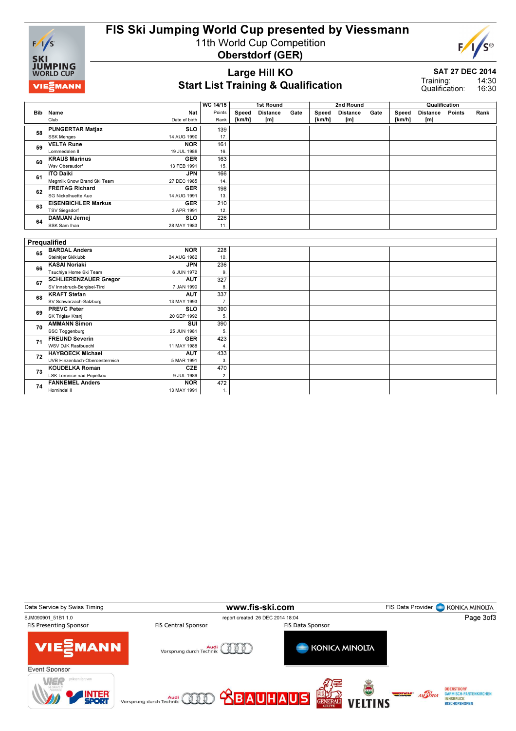# FIS Ski Jumping World Cup presented by Viessmann

11th World Cup Competition

**Oberstdorf (GER)**

## Large Hill KO

## Start List Training & Qualification

**SAT 27 DEC 2014**

Training: 14:30

Qualification: 16:30

| Bib | Name / Club | Nat / Date of birth | WC 14/15 Points / Rank | 1st Round Speed [km/h] | 1st Round Distance [m] | 1st Round Gate | 2nd Round Speed [km/h] | 2nd Round Distance [m] | 2nd Round Gate | Qualification Speed [km/h] | Qualification Distance [m] | Qualification Points | Qualification Rank |
|---|---|---|---|---|---|---|---|---|---|---|---|---|---|
| 58 | **PUNGERTAR Matjaz** SSK Menges | **SLO** 14 AUG 1990 | 139 17. | | | | | | | | | | |
| 59 | **VELTA Rune** Lommedalen Il | **NOR** 19 JUL 1989 | 161 16. | | | | | | | | | | |
| 60 | **KRAUS Marinus** Wsv Oberaudorf | **GER** 13 FEB 1991 | 163 15. | | | | | | | | | | |
| 61 | **ITO Daiki** Megmilk Snow Brand Ski Team | **JPN** 27 DEC 1985 | 166 14. | | | | | | | | | | |
| 62 | **FREITAG Richard** SG Nickelhuette Aue | **GER** 14 AUG 1991 | 198 13. | | | | | | | | | | |
| 63 | **EISENBICHLER Markus** TSV Siegsdorf | **GER** 3 APR 1991 | 210 12. | | | | | | | | | | |
| 64 | **DAMJAN Jernej** SSK Sam Ihan | **SLO** 28 MAY 1983 | 226 11. | | | | | | | | | | |

**Prequalified**

| Bib | Name / Club | Nat / Date of birth | WC 14/15 Points / Rank | 1st Round | 2nd Round | Qualification |
|---|---|---|---|---|---|---|
| 65 | **BARDAL Anders** Steinkjer Skiklubb | **NOR** 24 AUG 1982 | 228 10. | | | |
| 66 | **KASAI Noriaki** Tsuchiya Home Ski Team | **JPN** 6 JUN 1972 | 236 9. | | | |
| 67 | **SCHLIERENZAUER Gregor** SV Innsbruck-Bergisel-Tirol | **AUT** 7 JAN 1990 | 327 8. | | | |
| 68 | **KRAFT Stefan** SV Schwarzach-Salzburg | **AUT** 13 MAY 1993 | 337 7. | | | |
| 69 | **PREVC Peter** SK Triglav Kranj | **SLO** 20 SEP 1992 | 390 5. | | | |
| 70 | **AMMANN Simon** SSC Toggenburg | **SUI** 25 JUN 1981 | 390 5. | | | |
| 71 | **FREUND Severin** WSV DJK Rastbuechl | **GER** 11 MAY 1988 | 423 4. | | | |
| 72 | **HAYBOECK Michael** UVB Hinzenbach-Oberoesterreich | **AUT** 5 MAR 1991 | 433 3. | | | |
| 73 | **KOUDELKA Roman** LSK Lomnice nad Popelkou | **CZE** 9 JUL 1989 | 470 2. | | | |
| 74 | **FANNEMEL Anders** Hornindal Il | **NOR** 13 MAY 1991 | 472 1. | | | |

Data Service by Swiss Timing — www.fis-ski.com — FIS Data Provider KONICA MINOLTA

SJM090901_51B1 1.0 — report created 26 DEC 2014 18:04

FIS Presenting Sponsor — FIS Central Sponsor — FIS Data Sponsor

Event Sponsor